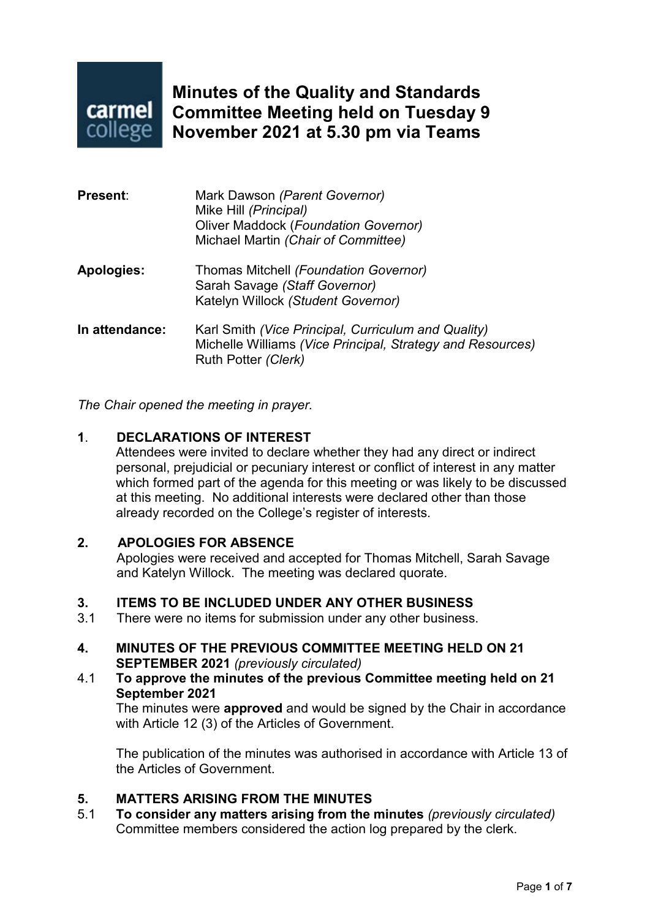# Minutes of the Quality and Standards Committee Meeting held on Tuesday 9 November 2021 at 5.30 pm via Teams

**Present**: Mark Dawson *(Parent Governor)*
Mike Hill *(Principal)*
Oliver Maddock (*Foundation Governor)*
Michael Martin *(Chair of Committee)*

**Apologies:** Thomas Mitchell *(Foundation Governor)*
Sarah Savage *(Staff Governor)*
Katelyn Willock *(Student Governor)*

**In attendance:** Karl Smith *(Vice Principal, Curriculum and Quality)*
Michelle Williams *(Vice Principal, Strategy and Resources)*
Ruth Potter *(Clerk)*

*The Chair opened the meeting in prayer.*

## 1. DECLARATIONS OF INTEREST

Attendees were invited to declare whether they had any direct or indirect personal, prejudicial or pecuniary interest or conflict of interest in any matter which formed part of the agenda for this meeting or was likely to be discussed at this meeting. No additional interests were declared other than those already recorded on the College's register of interests.

## 2. APOLOGIES FOR ABSENCE

Apologies were received and accepted for Thomas Mitchell, Sarah Savage and Katelyn Willock. The meeting was declared quorate.

## 3. ITEMS TO BE INCLUDED UNDER ANY OTHER BUSINESS

3.1 There were no items for submission under any other business.

## 4. MINUTES OF THE PREVIOUS COMMITTEE MEETING HELD ON 21 SEPTEMBER 2021 *(previously circulated)*

4.1 **To approve the minutes of the previous Committee meeting held on 21 September 2021**

The minutes were **approved** and would be signed by the Chair in accordance with Article 12 (3) of the Articles of Government.

The publication of the minutes was authorised in accordance with Article 13 of the Articles of Government.

## 5. MATTERS ARISING FROM THE MINUTES

5.1 **To consider any matters arising from the minutes** *(previously circulated)*

Committee members considered the action log prepared by the clerk.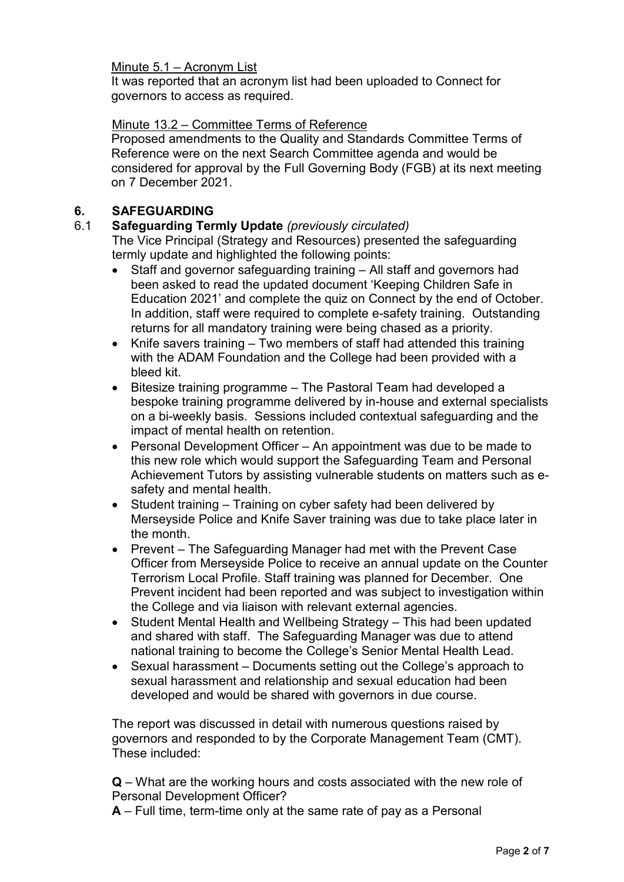Minute 5.1 – Acronym List

It was reported that an acronym list had been uploaded to Connect for governors to access as required.

Minute 13.2 – Committee Terms of Reference

Proposed amendments to the Quality and Standards Committee Terms of Reference were on the next Search Committee agenda and would be considered for approval by the Full Governing Body (FGB) at its next meeting on 7 December 2021.

## 6. SAFEGUARDING

### 6.1 Safeguarding Termly Update *(previously circulated)*

The Vice Principal (Strategy and Resources) presented the safeguarding termly update and highlighted the following points:

- Staff and governor safeguarding training – All staff and governors had been asked to read the updated document 'Keeping Children Safe in Education 2021' and complete the quiz on Connect by the end of October. In addition, staff were required to complete e-safety training. Outstanding returns for all mandatory training were being chased as a priority.
- Knife savers training – Two members of staff had attended this training with the ADAM Foundation and the College had been provided with a bleed kit.
- Bitesize training programme – The Pastoral Team had developed a bespoke training programme delivered by in-house and external specialists on a bi-weekly basis. Sessions included contextual safeguarding and the impact of mental health on retention.
- Personal Development Officer – An appointment was due to be made to this new role which would support the Safeguarding Team and Personal Achievement Tutors by assisting vulnerable students on matters such as e-safety and mental health.
- Student training – Training on cyber safety had been delivered by Merseyside Police and Knife Saver training was due to take place later in the month.
- Prevent – The Safeguarding Manager had met with the Prevent Case Officer from Merseyside Police to receive an annual update on the Counter Terrorism Local Profile. Staff training was planned for December. One Prevent incident had been reported and was subject to investigation within the College and via liaison with relevant external agencies.
- Student Mental Health and Wellbeing Strategy – This had been updated and shared with staff. The Safeguarding Manager was due to attend national training to become the College's Senior Mental Health Lead.
- Sexual harassment – Documents setting out the College's approach to sexual harassment and relationship and sexual education had been developed and would be shared with governors in due course.

The report was discussed in detail with numerous questions raised by governors and responded to by the Corporate Management Team (CMT). These included:

**Q** – What are the working hours and costs associated with the new role of Personal Development Officer?

**A** – Full time, term-time only at the same rate of pay as a Personal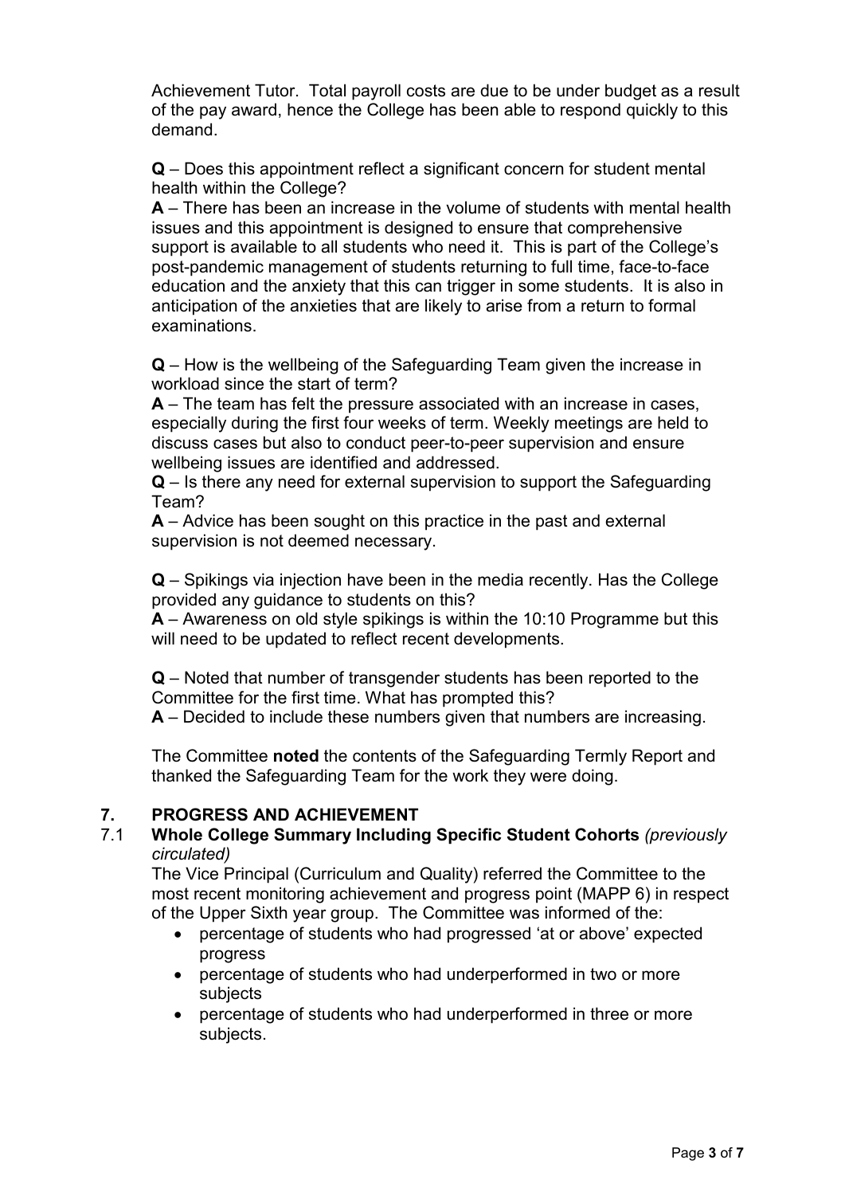Achievement Tutor. Total payroll costs are due to be under budget as a result of the pay award, hence the College has been able to respond quickly to this demand.

**Q** – Does this appointment reflect a significant concern for student mental health within the College?
**A** – There has been an increase in the volume of students with mental health issues and this appointment is designed to ensure that comprehensive support is available to all students who need it. This is part of the College's post-pandemic management of students returning to full time, face-to-face education and the anxiety that this can trigger in some students. It is also in anticipation of the anxieties that are likely to arise from a return to formal examinations.

**Q** – How is the wellbeing of the Safeguarding Team given the increase in workload since the start of term?
**A** – The team has felt the pressure associated with an increase in cases, especially during the first four weeks of term. Weekly meetings are held to discuss cases but also to conduct peer-to-peer supervision and ensure wellbeing issues are identified and addressed.
**Q** – Is there any need for external supervision to support the Safeguarding Team?
**A** – Advice has been sought on this practice in the past and external supervision is not deemed necessary.

**Q** – Spikings via injection have been in the media recently. Has the College provided any guidance to students on this?
**A** – Awareness on old style spikings is within the 10:10 Programme but this will need to be updated to reflect recent developments.

**Q** – Noted that number of transgender students has been reported to the Committee for the first time. What has prompted this?
**A** – Decided to include these numbers given that numbers are increasing.

The Committee **noted** the contents of the Safeguarding Termly Report and thanked the Safeguarding Team for the work they were doing.

## 7. PROGRESS AND ACHIEVEMENT

### 7.1 Whole College Summary Including Specific Student Cohorts *(previously circulated)*

The Vice Principal (Curriculum and Quality) referred the Committee to the most recent monitoring achievement and progress point (MAPP 6) in respect of the Upper Sixth year group. The Committee was informed of the:

- percentage of students who had progressed 'at or above' expected progress
- percentage of students who had underperformed in two or more subjects
- percentage of students who had underperformed in three or more subjects.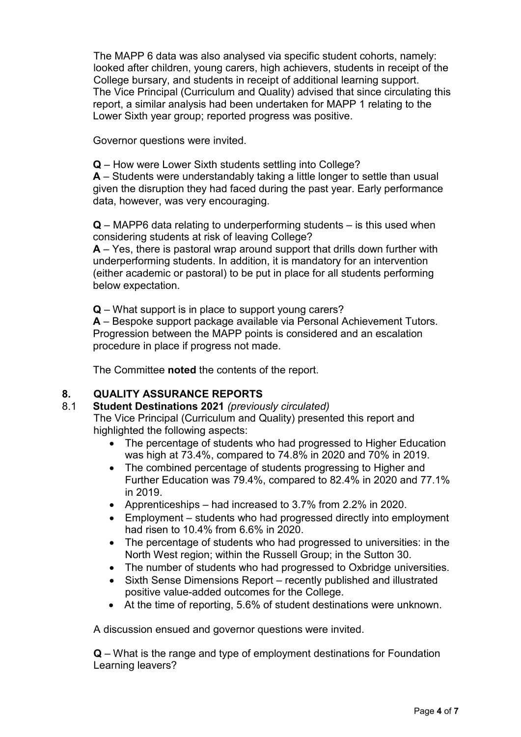The MAPP 6 data was also analysed via specific student cohorts, namely: looked after children, young carers, high achievers, students in receipt of the College bursary, and students in receipt of additional learning support. The Vice Principal (Curriculum and Quality) advised that since circulating this report, a similar analysis had been undertaken for MAPP 1 relating to the Lower Sixth year group; reported progress was positive.

Governor questions were invited.

**Q** – How were Lower Sixth students settling into College?
**A** – Students were understandably taking a little longer to settle than usual given the disruption they had faced during the past year. Early performance data, however, was very encouraging.

**Q** – MAPP6 data relating to underperforming students – is this used when considering students at risk of leaving College?
**A** – Yes, there is pastoral wrap around support that drills down further with underperforming students. In addition, it is mandatory for an intervention (either academic or pastoral) to be put in place for all students performing below expectation.

**Q** – What support is in place to support young carers?
**A** – Bespoke support package available via Personal Achievement Tutors. Progression between the MAPP points is considered and an escalation procedure in place if progress not made.

The Committee **noted** the contents of the report.

## 8. QUALITY ASSURANCE REPORTS

### 8.1 Student Destinations 2021 *(previously circulated)*

The Vice Principal (Curriculum and Quality) presented this report and highlighted the following aspects:

- The percentage of students who had progressed to Higher Education was high at 73.4%, compared to 74.8% in 2020 and 70% in 2019.
- The combined percentage of students progressing to Higher and Further Education was 79.4%, compared to 82.4% in 2020 and 77.1% in 2019.
- Apprenticeships – had increased to 3.7% from 2.2% in 2020.
- Employment – students who had progressed directly into employment had risen to 10.4% from 6.6% in 2020.
- The percentage of students who had progressed to universities: in the North West region; within the Russell Group; in the Sutton 30.
- The number of students who had progressed to Oxbridge universities.
- Sixth Sense Dimensions Report – recently published and illustrated positive value-added outcomes for the College.
- At the time of reporting, 5.6% of student destinations were unknown.

A discussion ensued and governor questions were invited.

**Q** – What is the range and type of employment destinations for Foundation Learning leavers?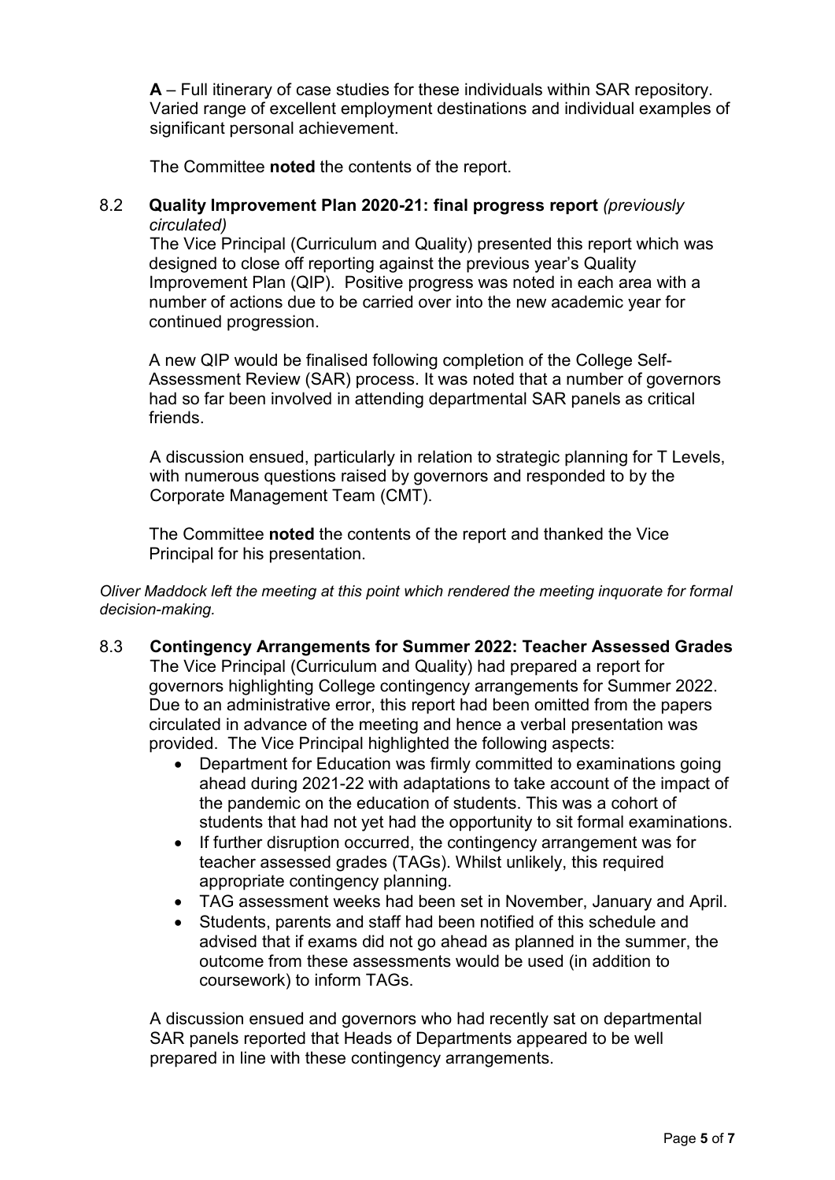**A** – Full itinerary of case studies for these individuals within SAR repository. Varied range of excellent employment destinations and individual examples of significant personal achievement.

The Committee **noted** the contents of the report.

8.2 **Quality Improvement Plan 2020-21: final progress report** *(previously circulated)*

The Vice Principal (Curriculum and Quality) presented this report which was designed to close off reporting against the previous year's Quality Improvement Plan (QIP). Positive progress was noted in each area with a number of actions due to be carried over into the new academic year for continued progression.

A new QIP would be finalised following completion of the College Self-Assessment Review (SAR) process. It was noted that a number of governors had so far been involved in attending departmental SAR panels as critical friends.

A discussion ensued, particularly in relation to strategic planning for T Levels, with numerous questions raised by governors and responded to by the Corporate Management Team (CMT).

The Committee **noted** the contents of the report and thanked the Vice Principal for his presentation.

*Oliver Maddock left the meeting at this point which rendered the meeting inquorate for formal decision-making.*

8.3 **Contingency Arrangements for Summer 2022: Teacher Assessed Grades**

The Vice Principal (Curriculum and Quality) had prepared a report for governors highlighting College contingency arrangements for Summer 2022. Due to an administrative error, this report had been omitted from the papers circulated in advance of the meeting and hence a verbal presentation was provided. The Vice Principal highlighted the following aspects:

- Department for Education was firmly committed to examinations going ahead during 2021-22 with adaptations to take account of the impact of the pandemic on the education of students. This was a cohort of students that had not yet had the opportunity to sit formal examinations.
- If further disruption occurred, the contingency arrangement was for teacher assessed grades (TAGs). Whilst unlikely, this required appropriate contingency planning.
- TAG assessment weeks had been set in November, January and April.
- Students, parents and staff had been notified of this schedule and advised that if exams did not go ahead as planned in the summer, the outcome from these assessments would be used (in addition to coursework) to inform TAGs.

A discussion ensued and governors who had recently sat on departmental SAR panels reported that Heads of Departments appeared to be well prepared in line with these contingency arrangements.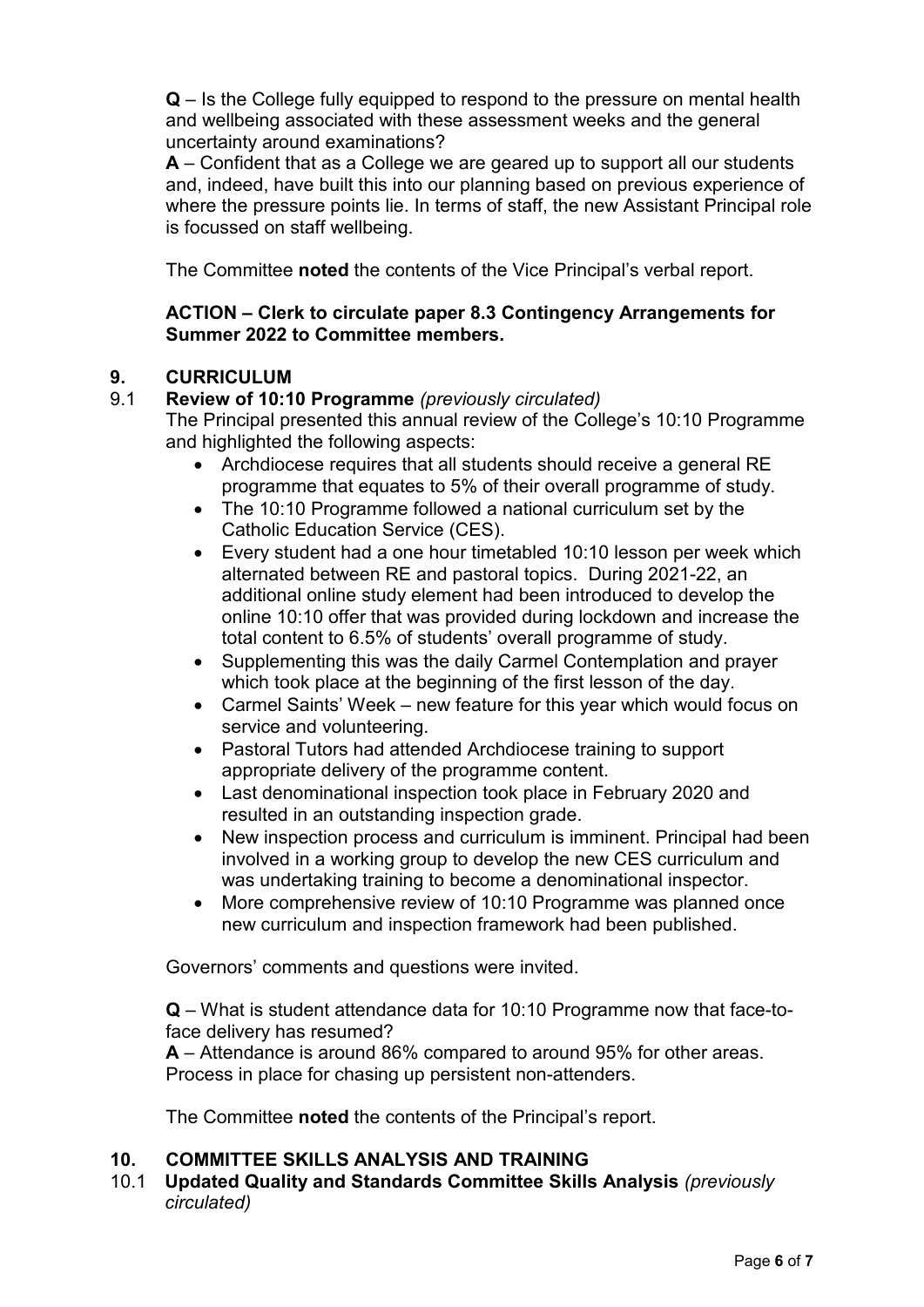**Q** – Is the College fully equipped to respond to the pressure on mental health and wellbeing associated with these assessment weeks and the general uncertainty around examinations?

**A** – Confident that as a College we are geared up to support all our students and, indeed, have built this into our planning based on previous experience of where the pressure points lie. In terms of staff, the new Assistant Principal role is focussed on staff wellbeing.

The Committee **noted** the contents of the Vice Principal's verbal report.

**ACTION – Clerk to circulate paper 8.3 Contingency Arrangements for Summer 2022 to Committee members.**

## 9. CURRICULUM

### 9.1 Review of 10:10 Programme *(previously circulated)*

The Principal presented this annual review of the College's 10:10 Programme and highlighted the following aspects:

- Archdiocese requires that all students should receive a general RE programme that equates to 5% of their overall programme of study.
- The 10:10 Programme followed a national curriculum set by the Catholic Education Service (CES).
- Every student had a one hour timetabled 10:10 lesson per week which alternated between RE and pastoral topics. During 2021-22, an additional online study element had been introduced to develop the online 10:10 offer that was provided during lockdown and increase the total content to 6.5% of students' overall programme of study.
- Supplementing this was the daily Carmel Contemplation and prayer which took place at the beginning of the first lesson of the day.
- Carmel Saints' Week – new feature for this year which would focus on service and volunteering.
- Pastoral Tutors had attended Archdiocese training to support appropriate delivery of the programme content.
- Last denominational inspection took place in February 2020 and resulted in an outstanding inspection grade.
- New inspection process and curriculum is imminent. Principal had been involved in a working group to develop the new CES curriculum and was undertaking training to become a denominational inspector.
- More comprehensive review of 10:10 Programme was planned once new curriculum and inspection framework had been published.

Governors' comments and questions were invited.

**Q** – What is student attendance data for 10:10 Programme now that face-to-face delivery has resumed?

**A** – Attendance is around 86% compared to around 95% for other areas. Process in place for chasing up persistent non-attenders.

The Committee **noted** the contents of the Principal's report.

## 10. COMMITTEE SKILLS ANALYSIS AND TRAINING

### 10.1 Updated Quality and Standards Committee Skills Analysis *(previously circulated)*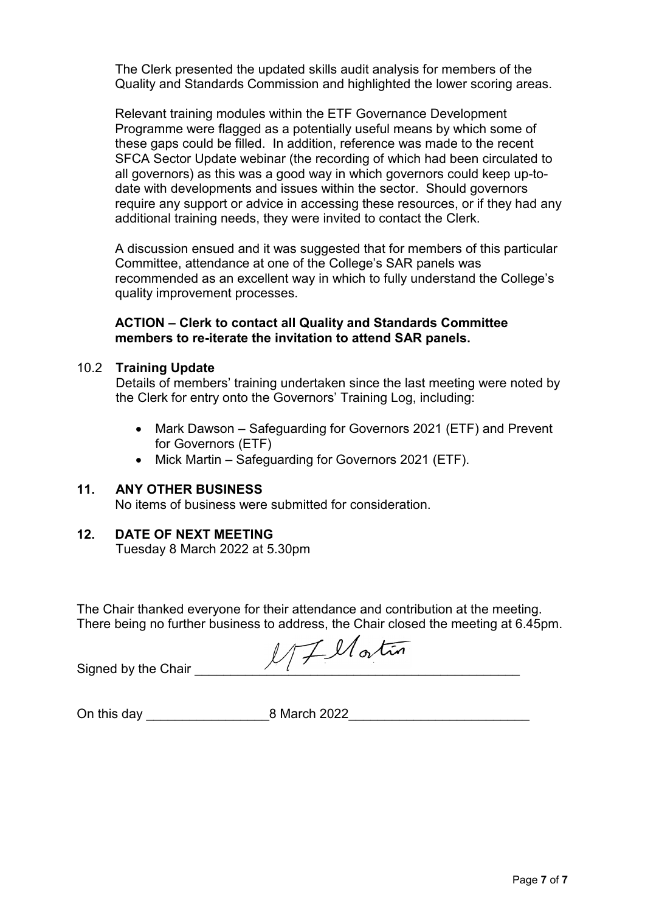The Clerk presented the updated skills audit analysis for members of the Quality and Standards Commission and highlighted the lower scoring areas.

Relevant training modules within the ETF Governance Development Programme were flagged as a potentially useful means by which some of these gaps could be filled. In addition, reference was made to the recent SFCA Sector Update webinar (the recording of which had been circulated to all governors) as this was a good way in which governors could keep up-to-date with developments and issues within the sector. Should governors require any support or advice in accessing these resources, or if they had any additional training needs, they were invited to contact the Clerk.

A discussion ensued and it was suggested that for members of this particular Committee, attendance at one of the College's SAR panels was recommended as an excellent way in which to fully understand the College's quality improvement processes.

**ACTION – Clerk to contact all Quality and Standards Committee members to re-iterate the invitation to attend SAR panels.**

10.2 **Training Update**

Details of members' training undertaken since the last meeting were noted by the Clerk for entry onto the Governors' Training Log, including:

- Mark Dawson – Safeguarding for Governors 2021 (ETF) and Prevent for Governors (ETF)
- Mick Martin – Safeguarding for Governors 2021 (ETF).

## 11. ANY OTHER BUSINESS

No items of business were submitted for consideration.

## 12. DATE OF NEXT MEETING

Tuesday 8 March 2022 at 5.30pm

The Chair thanked everyone for their attendance and contribution at the meeting. There being no further business to address, the Chair closed the meeting at 6.45pm.

Signed by the Chair ______M J Martin______

On this day ________8 March 2022________